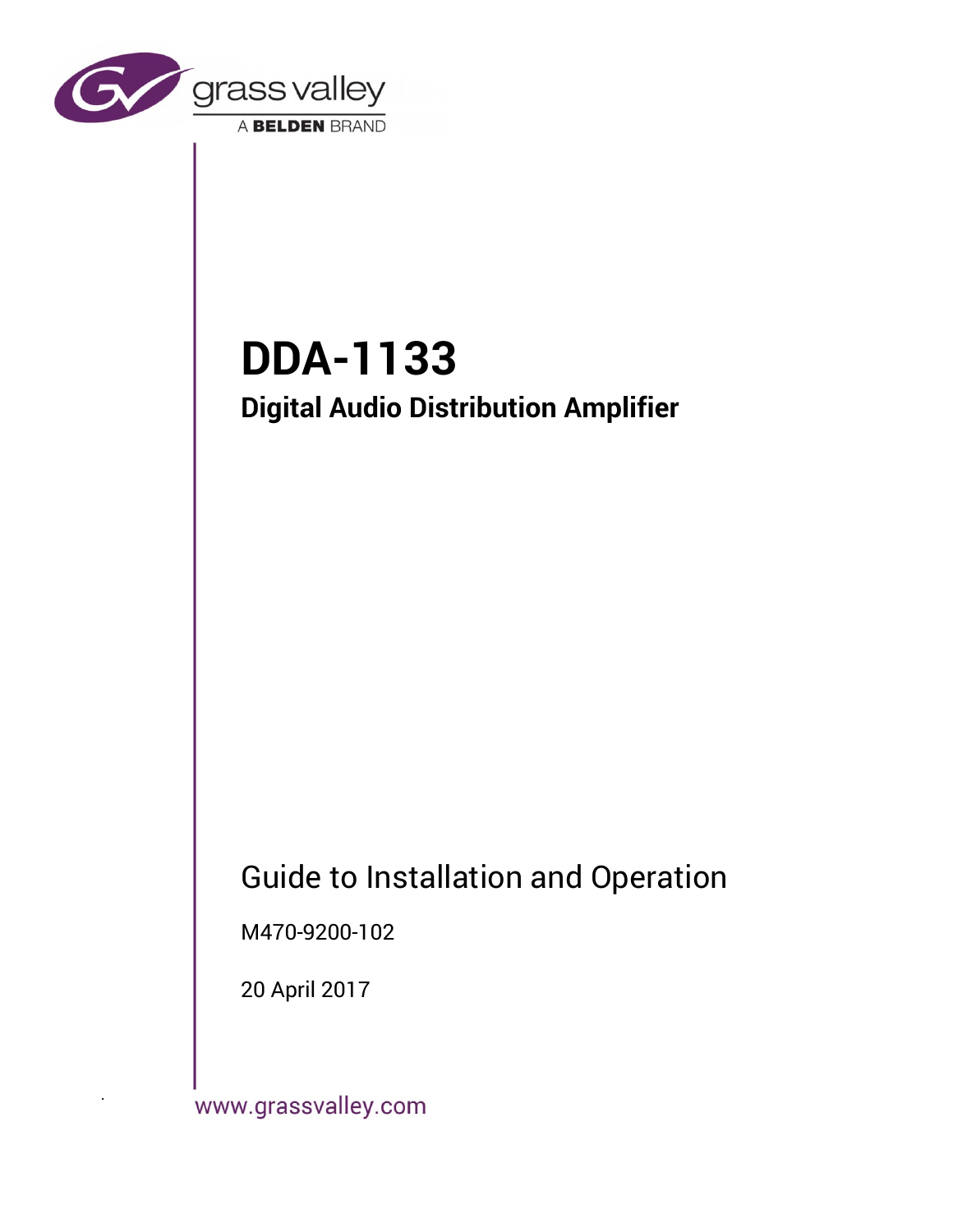grass valley

A BELDEN BRAND

# DDA-1133

## Digital Audio Distribution Amplifier

Guide to Installation and Operation

M470-9200-102

20 April 2017

www.grassvalley.com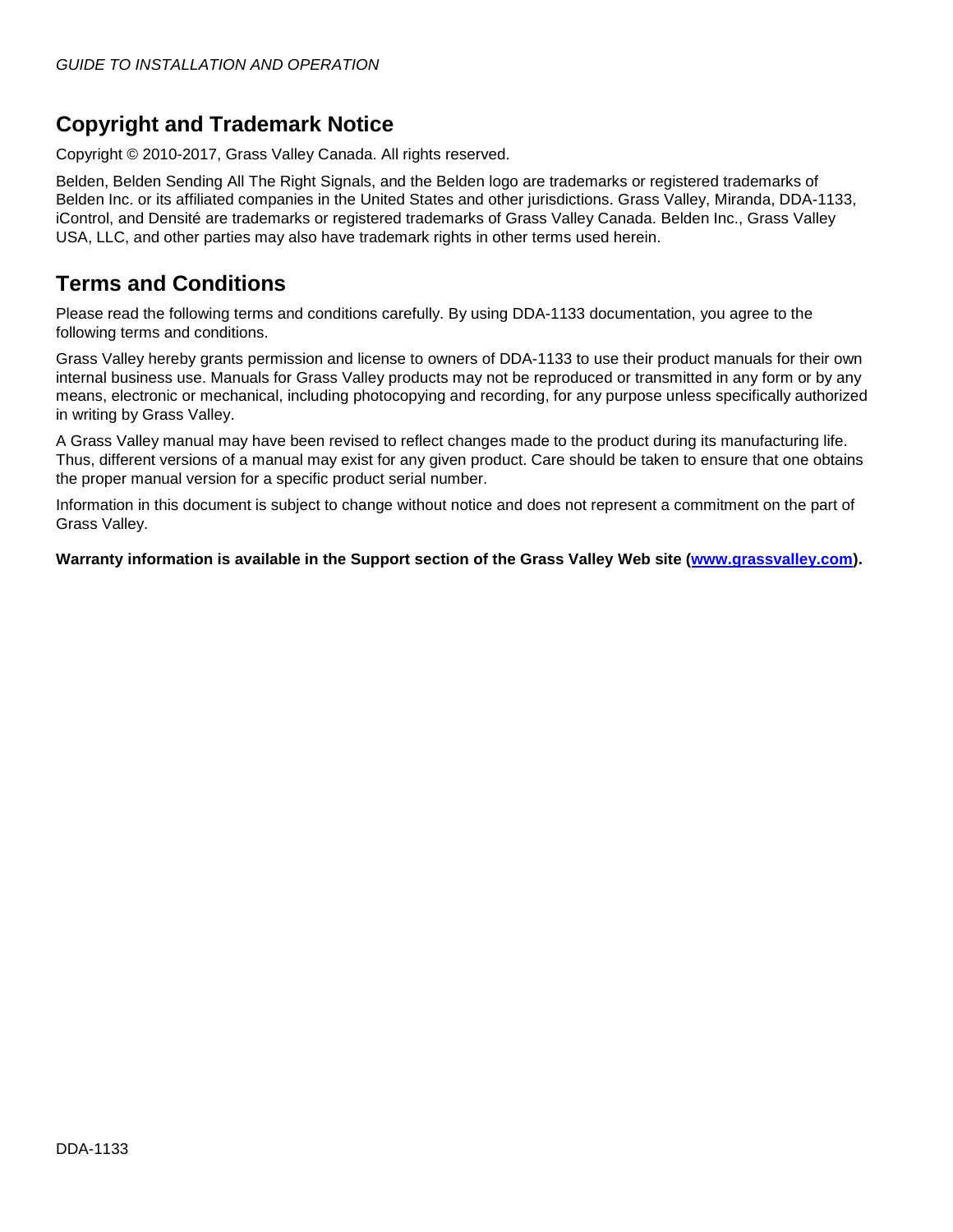## Copyright and Trademark Notice

Copyright © 2010-2017, Grass Valley Canada. All rights reserved.

Belden, Belden Sending All The Right Signals, and the Belden logo are trademarks or registered trademarks of Belden Inc. or its affiliated companies in the United States and other jurisdictions. Grass Valley, Miranda, DDA-1133, iControl, and Densité are trademarks or registered trademarks of Grass Valley Canada. Belden Inc., Grass Valley USA, LLC, and other parties may also have trademark rights in other terms used herein.

## Terms and Conditions

Please read the following terms and conditions carefully. By using DDA-1133 documentation, you agree to the following terms and conditions.

Grass Valley hereby grants permission and license to owners of DDA-1133 to use their product manuals for their own internal business use. Manuals for Grass Valley products may not be reproduced or transmitted in any form or by any means, electronic or mechanical, including photocopying and recording, for any purpose unless specifically authorized in writing by Grass Valley.

A Grass Valley manual may have been revised to reflect changes made to the product during its manufacturing life. Thus, different versions of a manual may exist for any given product. Care should be taken to ensure that one obtains the proper manual version for a specific product serial number.

Information in this document is subject to change without notice and does not represent a commitment on the part of Grass Valley.

**Warranty information is available in the Support section of the Grass Valley Web site ([www.grassvalley.com](http://www.grassvalley.com)).**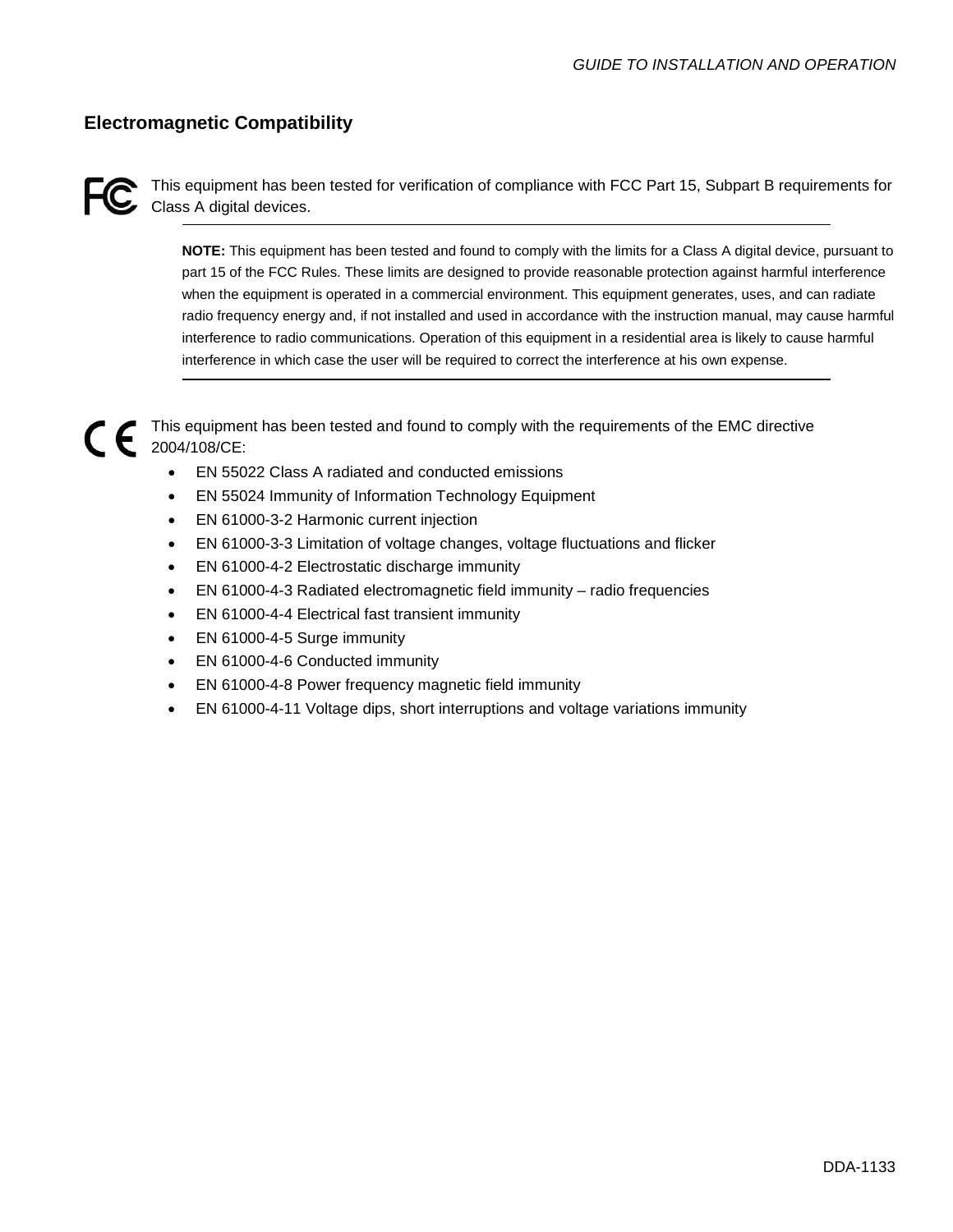## Electromagnetic Compatibility

This equipment has been tested for verification of compliance with FCC Part 15, Subpart B requirements for Class A digital devices.

---

**NOTE:** This equipment has been tested and found to comply with the limits for a Class A digital device, pursuant to part 15 of the FCC Rules. These limits are designed to provide reasonable protection against harmful interference when the equipment is operated in a commercial environment. This equipment generates, uses, and can radiate radio frequency energy and, if not installed and used in accordance with the instruction manual, may cause harmful interference to radio communications. Operation of this equipment in a residential area is likely to cause harmful interference in which case the user will be required to correct the interference at his own expense.

---

This equipment has been tested and found to comply with the requirements of the EMC directive 2004/108/CE:

- EN 55022 Class A radiated and conducted emissions
- EN 55024 Immunity of Information Technology Equipment
- EN 61000-3-2 Harmonic current injection
- EN 61000-3-3 Limitation of voltage changes, voltage fluctuations and flicker
- EN 61000-4-2 Electrostatic discharge immunity
- EN 61000-4-3 Radiated electromagnetic field immunity – radio frequencies
- EN 61000-4-4 Electrical fast transient immunity
- EN 61000-4-5 Surge immunity
- EN 61000-4-6 Conducted immunity
- EN 61000-4-8 Power frequency magnetic field immunity
- EN 61000-4-11 Voltage dips, short interruptions and voltage variations immunity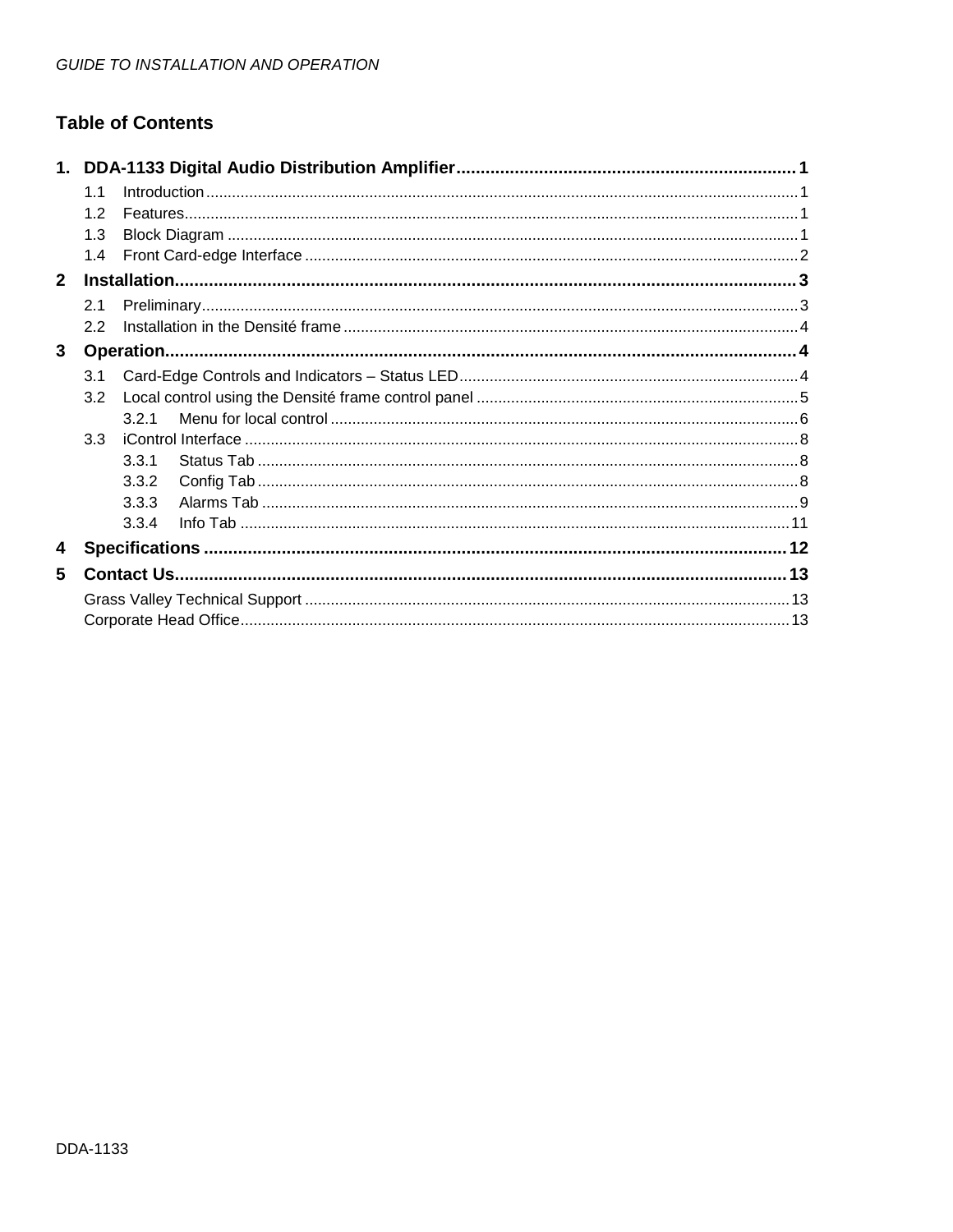## Table of Contents

**1. DDA-1133 Digital Audio Distribution Amplifier** .......... **1**

- 1.1 Introduction .......... 1
- 1.2 Features .......... 1
- 1.3 Block Diagram .......... 1
- 1.4 Front Card-edge Interface .......... 2

**2 Installation** .......... **3**

- 2.1 Preliminary .......... 3
- 2.2 Installation in the Densité frame .......... 4

**3 Operation** .......... **4**

- 3.1 Card-Edge Controls and Indicators – Status LED .......... 4
- 3.2 Local control using the Densité frame control panel .......... 5
  - 3.2.1 Menu for local control .......... 6
- 3.3 iControl Interface .......... 8
  - 3.3.1 Status Tab .......... 8
  - 3.3.2 Config Tab .......... 8
  - 3.3.3 Alarms Tab .......... 9
  - 3.3.4 Info Tab .......... 11

**4 Specifications** .......... **12**

**5 Contact Us** .......... **13**

- Grass Valley Technical Support .......... 13
- Corporate Head Office .......... 13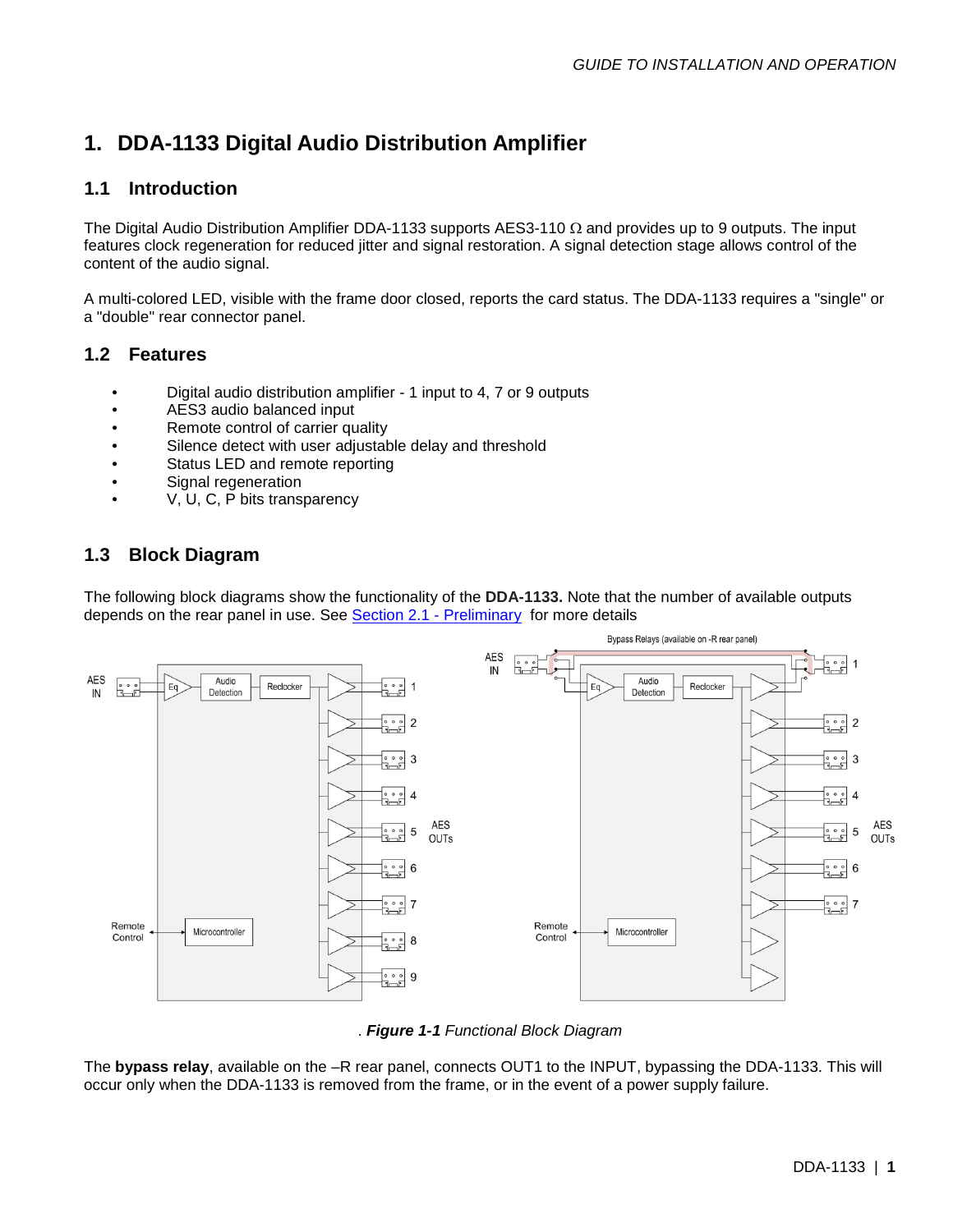# 1. DDA-1133 Digital Audio Distribution Amplifier

## 1.1 Introduction

The Digital Audio Distribution Amplifier DDA-1133 supports AES3-110 Ω and provides up to 9 outputs. The input features clock regeneration for reduced jitter and signal restoration. A signal detection stage allows control of the content of the audio signal.

A multi-colored LED, visible with the frame door closed, reports the card status. The DDA-1133 requires a "single" or a "double" rear connector panel.

## 1.2 Features

- Digital audio distribution amplifier - 1 input to 4, 7 or 9 outputs
- AES3 audio balanced input
- Remote control of carrier quality
- Silence detect with user adjustable delay and threshold
- Status LED and remote reporting
- Signal regeneration
- V, U, C, P bits transparency

## 1.3 Block Diagram

The following block diagrams show the functionality of the **DDA-1133.** Note that the number of available outputs depends on the rear panel in use. See Section 2.1 - Preliminary for more details

. ***Figure 1-1*** *Functional Block Diagram*

The **bypass relay**, available on the –R rear panel, connects OUT1 to the INPUT, bypassing the DDA-1133. This will occur only when the DDA-1133 is removed from the frame, or in the event of a power supply failure.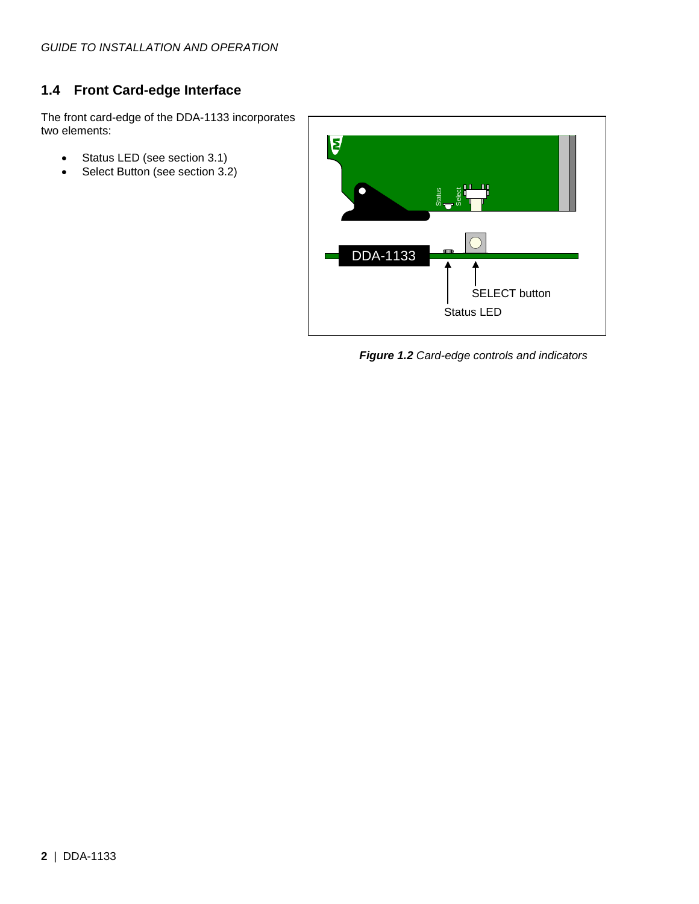## 1.4 Front Card-edge Interface

The front card-edge of the DDA-1133 incorporates two elements:

- Status LED (see section 3.1)
- Select Button (see section 3.2)

***Figure 1.2*** *Card-edge controls and indicators*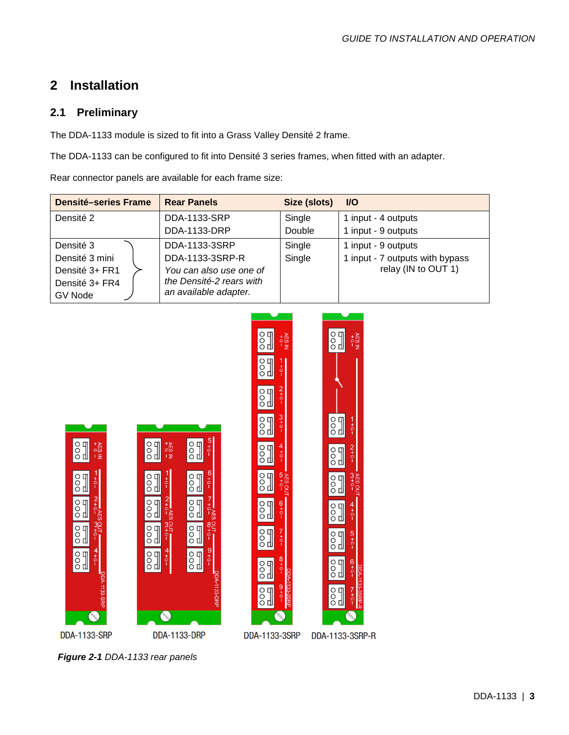# 2 Installation

## 2.1 Preliminary

The DDA-1133 module is sized to fit into a Grass Valley Densité 2 frame.

The DDA-1133 can be configured to fit into Densité 3 series frames, when fitted with an adapter.

Rear connector panels are available for each frame size:

| Densité–series Frame | Rear Panels | Size (slots) | I/O |
|---|---|---|---|
| Densité 2 | DDA-1133-SRP<br>DDA-1133-DRP | Single<br>Double | 1 input - 4 outputs<br>1 input - 9 outputs |
| Densité 3<br>Densité 3 mini<br>Densité 3+ FR1<br>Densité 3+ FR4<br>GV Node | DDA-1133-3SRP<br>DDA-1133-3SRP-R<br>*You can also use one of the Densité-2 rears with an available adapter.* | Single<br>Single | 1 input - 9 outputs<br>1 input - 7 outputs with bypass relay (IN to OUT 1) |

DDA-1133-SRP DDA-1133-DRP DDA-1133-3SRP DDA-1133-3SRP-R

***Figure 2-1*** *DDA-1133 rear panels*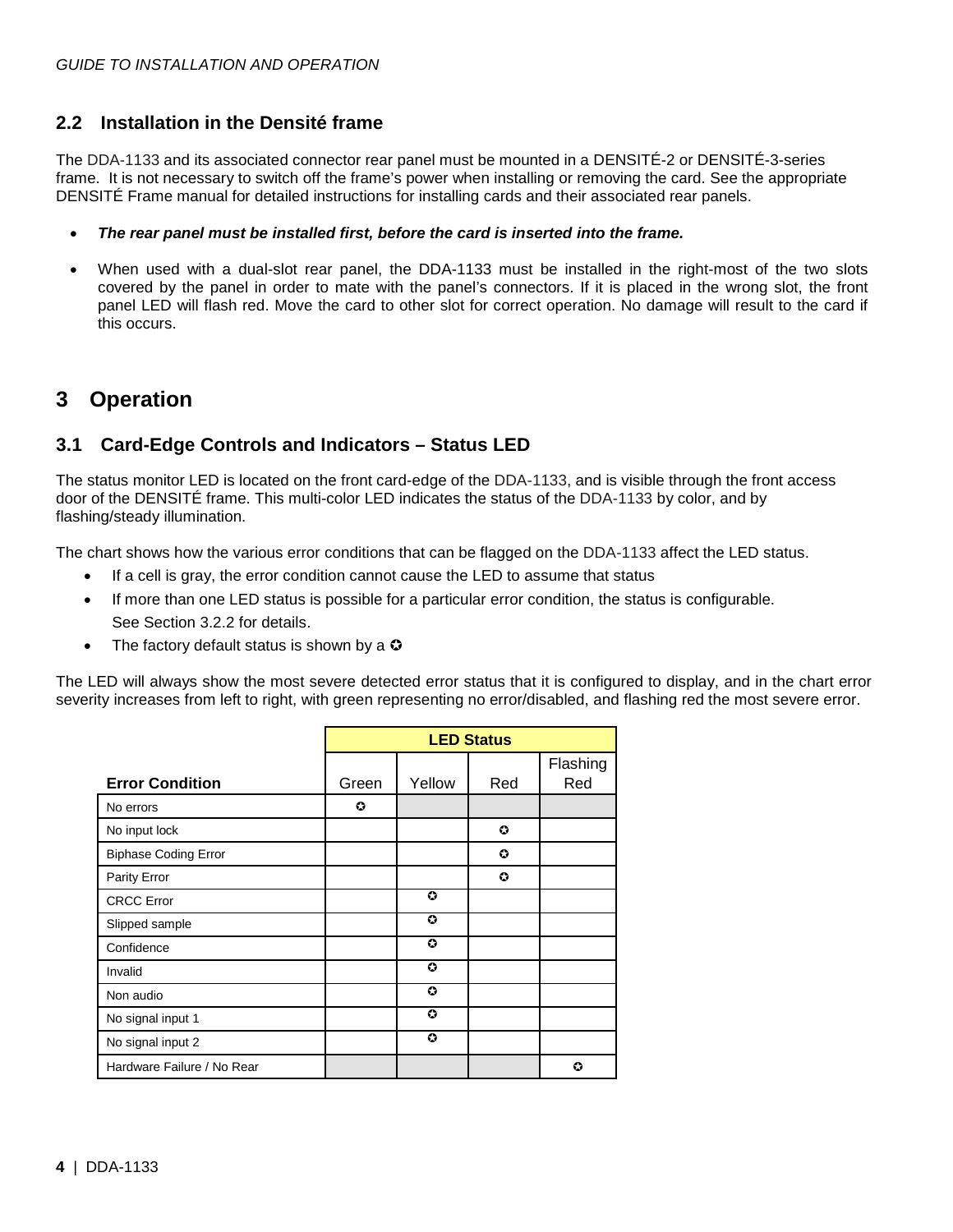## 2.2 Installation in the Densité frame

The DDA-1133 and its associated connector rear panel must be mounted in a DENSITÉ-2 or DENSITÉ-3-series frame. It is not necessary to switch off the frame's power when installing or removing the card. See the appropriate DENSITÉ Frame manual for detailed instructions for installing cards and their associated rear panels.

- ***The rear panel must be installed first, before the card is inserted into the frame.***
- When used with a dual-slot rear panel, the DDA-1133 must be installed in the right-most of the two slots covered by the panel in order to mate with the panel's connectors. If it is placed in the wrong slot, the front panel LED will flash red. Move the card to other slot for correct operation. No damage will result to the card if this occurs.

# 3 Operation

## 3.1 Card-Edge Controls and Indicators – Status LED

The status monitor LED is located on the front card-edge of the DDA-1133, and is visible through the front access door of the DENSITÉ frame. This multi-color LED indicates the status of the DDA-1133 by color, and by flashing/steady illumination.

The chart shows how the various error conditions that can be flagged on the DDA-1133 affect the LED status.

- If a cell is gray, the error condition cannot cause the LED to assume that status
- If more than one LED status is possible for a particular error condition, the status is configurable. See Section 3.2.2 for details.
- The factory default status is shown by a ✪

The LED will always show the most severe detected error status that it is configured to display, and in the chart error severity increases from left to right, with green representing no error/disabled, and flashing red the most severe error.

| | LED Status | | | |
|---|---|---|---|---|
| **Error Condition** | Green | Yellow | Red | Flashing Red |
| No errors | ✪ | | | |
| No input lock | | | ✪ | |
| Biphase Coding Error | | | ✪ | |
| Parity Error | | | ✪ | |
| CRCC Error | | ✪ | | |
| Slipped sample | | ✪ | | |
| Confidence | | ✪ | | |
| Invalid | | ✪ | | |
| Non audio | | ✪ | | |
| No signal input 1 | | ✪ | | |
| No signal input 2 | | ✪ | | |
| Hardware Failure / No Rear | | | | ✪ |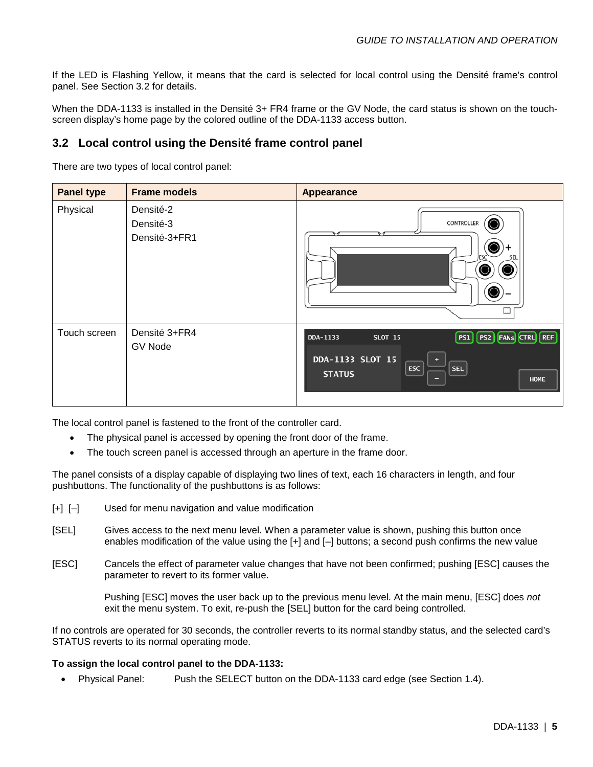If the LED is Flashing Yellow, it means that the card is selected for local control using the Densité frame's control panel. See Section 3.2 for details.

When the DDA-1133 is installed in the Densité 3+ FR4 frame or the GV Node, the card status is shown on the touch-screen display's home page by the colored outline of the DDA-1133 access button.

## 3.2 Local control using the Densité frame control panel

There are two types of local control panel:

| Panel type | Frame models | Appearance |
|---|---|---|
| Physical | Densité-2<br>Densité-3<br>Densité-3+FR1 | |
| Touch screen | Densité 3+FR4<br>GV Node | |

The local control panel is fastened to the front of the controller card.

- The physical panel is accessed by opening the front door of the frame.
- The touch screen panel is accessed through an aperture in the frame door.

The panel consists of a display capable of displaying two lines of text, each 16 characters in length, and four pushbuttons. The functionality of the pushbuttons is as follows:

[+] [–] Used for menu navigation and value modification

[SEL] Gives access to the next menu level. When a parameter value is shown, pushing this button once enables modification of the value using the [+] and [–] buttons; a second push confirms the new value

[ESC] Cancels the effect of parameter value changes that have not been confirmed; pushing [ESC] causes the parameter to revert to its former value.

Pushing [ESC] moves the user back up to the previous menu level. At the main menu, [ESC] does *not* exit the menu system. To exit, re-push the [SEL] button for the card being controlled.

If no controls are operated for 30 seconds, the controller reverts to its normal standby status, and the selected card's STATUS reverts to its normal operating mode.

**To assign the local control panel to the DDA-1133:**

- Physical Panel: Push the SELECT button on the DDA-1133 card edge (see Section 1.4).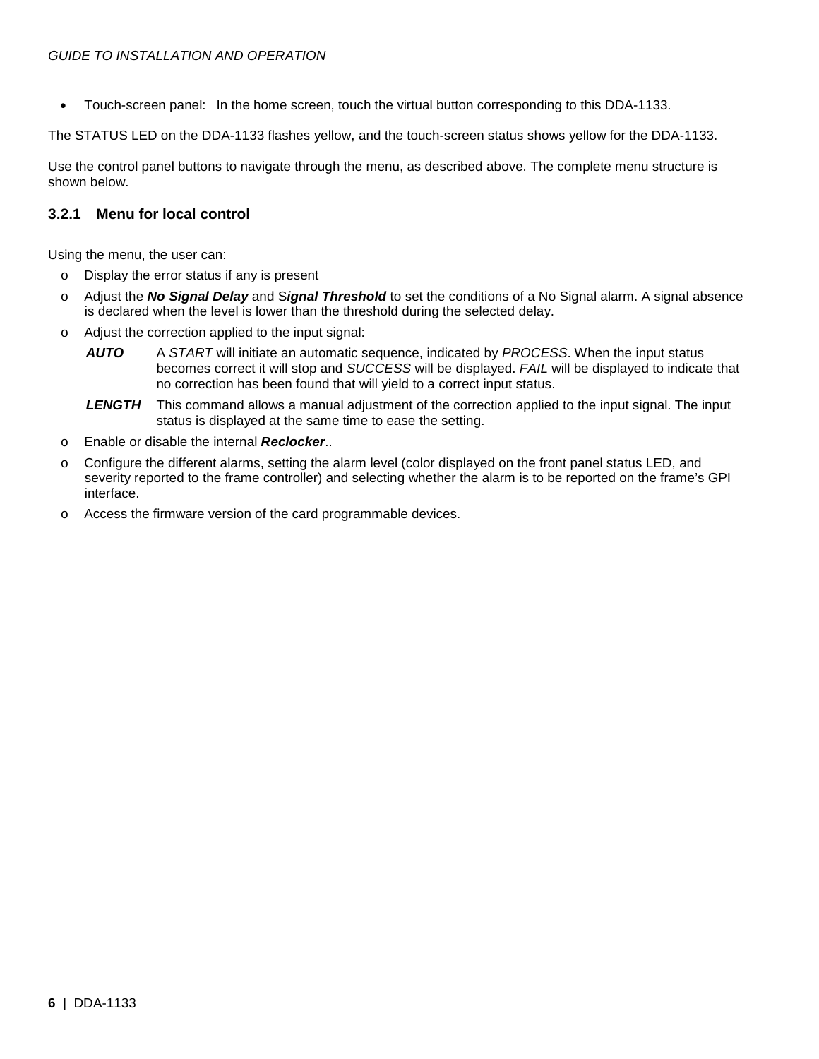- Touch-screen panel: In the home screen, touch the virtual button corresponding to this DDA-1133.

The STATUS LED on the DDA-1133 flashes yellow, and the touch-screen status shows yellow for the DDA-1133.

Use the control panel buttons to navigate through the menu, as described above. The complete menu structure is shown below.

### 3.2.1 Menu for local control

Using the menu, the user can:

- Display the error status if any is present
- Adjust the ***No Signal Delay*** and S***ignal Threshold*** to set the conditions of a No Signal alarm. A signal absence is declared when the level is lower than the threshold during the selected delay.
- Adjust the correction applied to the input signal:

  ***AUTO*** A *START* will initiate an automatic sequence, indicated by *PROCESS*. When the input status becomes correct it will stop and *SUCCESS* will be displayed. *FAIL* will be displayed to indicate that no correction has been found that will yield to a correct input status.

  ***LENGTH*** This command allows a manual adjustment of the correction applied to the input signal. The input status is displayed at the same time to ease the setting.

- Enable or disable the internal ***Reclocker***..
- Configure the different alarms, setting the alarm level (color displayed on the front panel status LED, and severity reported to the frame controller) and selecting whether the alarm is to be reported on the frame's GPI interface.
- Access the firmware version of the card programmable devices.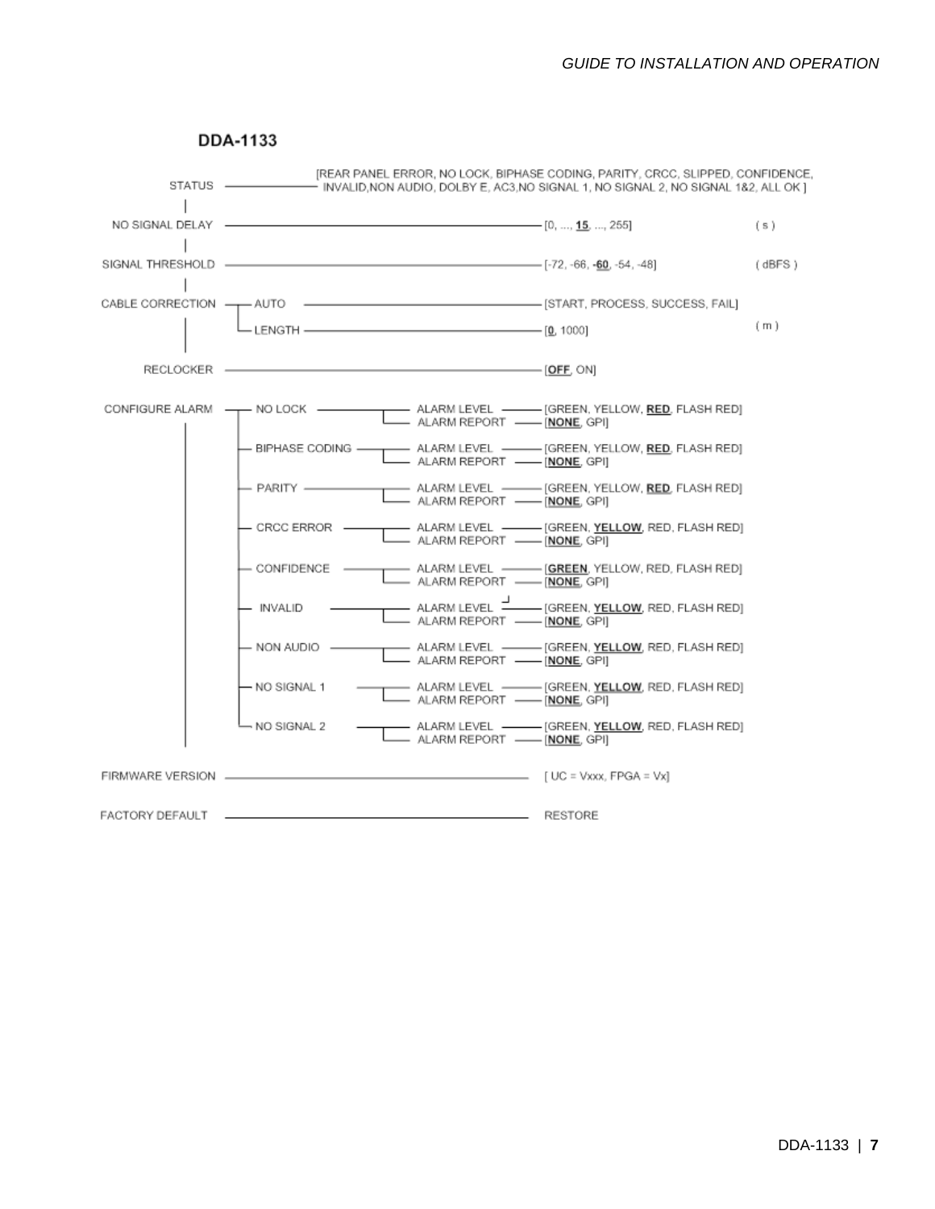## DDA-1133

```
STATUS ———————— [REAR PANEL ERROR, NO LOCK, BIPHASE CODING, PARITY, CRCC, SLIPPED, CONFIDENCE,
                 INVALID,NON AUDIO, DOLBY E, AC3,NO SIGNAL 1, NO SIGNAL 2, NO SIGNAL 1&2, ALL OK ]
  |
NO SIGNAL DELAY ——————————————————————————————— [0, ..., 15, ..., 255]                    ( s )
  |
SIGNAL THRESHOLD —————————————————————————————— [-72, -66, -60, -54, -48]                 ( dBFS )
  |
CABLE CORRECTION ——— AUTO ————————————————————— [START, PROCESS, SUCCESS, FAIL]
  |               └— LENGTH ——————————————————— [0, 1000]                                 ( m )
  |
RECLOCKER ————————————————————————————————————— [OFF, ON]

CONFIGURE ALARM ——— NO LOCK ——————— ALARM LEVEL ——— [GREEN, YELLOW, RED, FLASH RED]
  |                              └— ALARM REPORT —— [NONE, GPI]
  |             — BIPHASE CODING —— ALARM LEVEL ——— [GREEN, YELLOW, RED, FLASH RED]
  |                              └— ALARM REPORT —— [NONE, GPI]
  |             — PARITY ——————————— ALARM LEVEL ——— [GREEN, YELLOW, RED, FLASH RED]
  |                              └— ALARM REPORT —— [NONE, GPI]
  |             — CRCC ERROR ——————— ALARM LEVEL ——— [GREEN, YELLOW, RED, FLASH RED]
  |                              └— ALARM REPORT —— [NONE, GPI]
  |             — CONFIDENCE ——————— ALARM LEVEL ——— [GREEN, YELLOW, RED, FLASH RED]
  |                              └— ALARM REPORT —— [NONE, GPI]
  |             — INVALID —————————— ALARM LEVEL ——— [GREEN, YELLOW, RED, FLASH RED]
  |                              └— ALARM REPORT —— [NONE, GPI]
  |             — NON AUDIO ———————— ALARM LEVEL ——— [GREEN, YELLOW, RED, FLASH RED]
  |                              └— ALARM REPORT —— [NONE, GPI]
  |             — NO SIGNAL 1 —————— ALARM LEVEL ——— [GREEN, YELLOW, RED, FLASH RED]
  |                              └— ALARM REPORT —— [NONE, GPI]
  |             └ NO SIGNAL 2 —————— ALARM LEVEL ——— [GREEN, YELLOW, RED, FLASH RED]
                                 └— ALARM REPORT —— [NONE, GPI]

FIRMWARE VERSION —————————————————————————————— [ UC = Vxxx, FPGA = Vx]

FACTORY DEFAULT ——————————————————————————————— RESTORE
```

Default values (shown underlined/bold in the diagram):

- NO SIGNAL DELAY: **15**
- SIGNAL THRESHOLD: **-60**
- CABLE CORRECTION LENGTH: **0**
- RECLOCKER: **OFF**
- NO LOCK, BIPHASE CODING, PARITY alarm level: **RED**
- CRCC ERROR, INVALID, NON AUDIO, NO SIGNAL 1, NO SIGNAL 2 alarm level: **YELLOW**
- CONFIDENCE alarm level: **GREEN**
- All ALARM REPORT: **NONE**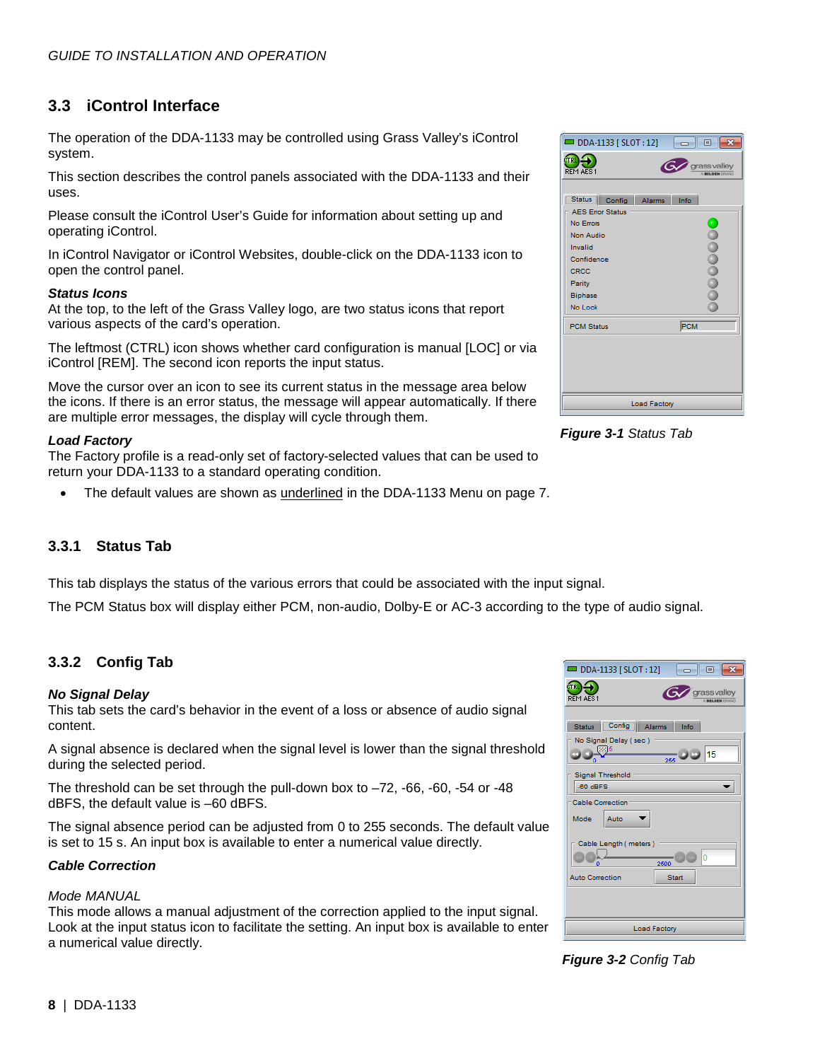## 3.3 iControl Interface

The operation of the DDA-1133 may be controlled using Grass Valley's iControl system.

This section describes the control panels associated with the DDA-1133 and their uses.

Please consult the iControl User's Guide for information about setting up and operating iControl.

In iControl Navigator or iControl Websites, double-click on the DDA-1133 icon to open the control panel.

***Status Icons***

At the top, to the left of the Grass Valley logo, are two status icons that report various aspects of the card's operation.

The leftmost (CTRL) icon shows whether card configuration is manual [LOC] or via iControl [REM]. The second icon reports the input status.

Move the cursor over an icon to see its current status in the message area below the icons. If there is an error status, the message will appear automatically. If there are multiple error messages, the display will cycle through them.

***Load Factory***

The Factory profile is a read-only set of factory-selected values that can be used to return your DDA-1133 to a standard operating condition.

- The default values are shown as underlined in the DDA-1133 Menu on page 7.

***Figure 3-1*** *Status Tab*

### 3.3.1 Status Tab

This tab displays the status of the various errors that could be associated with the input signal.

The PCM Status box will display either PCM, non-audio, Dolby-E or AC-3 according to the type of audio signal.

### 3.3.2 Config Tab

***No Signal Delay***

This tab sets the card's behavior in the event of a loss or absence of audio signal content.

A signal absence is declared when the signal level is lower than the signal threshold during the selected period.

The threshold can be set through the pull-down box to –72, -66, -60, -54 or -48 dBFS, the default value is –60 dBFS.

The signal absence period can be adjusted from 0 to 255 seconds. The default value is set to 15 s. An input box is available to enter a numerical value directly.

***Cable Correction***

*Mode MANUAL*

This mode allows a manual adjustment of the correction applied to the input signal. Look at the input status icon to facilitate the setting. An input box is available to enter a numerical value directly.

***Figure 3-2*** *Config Tab*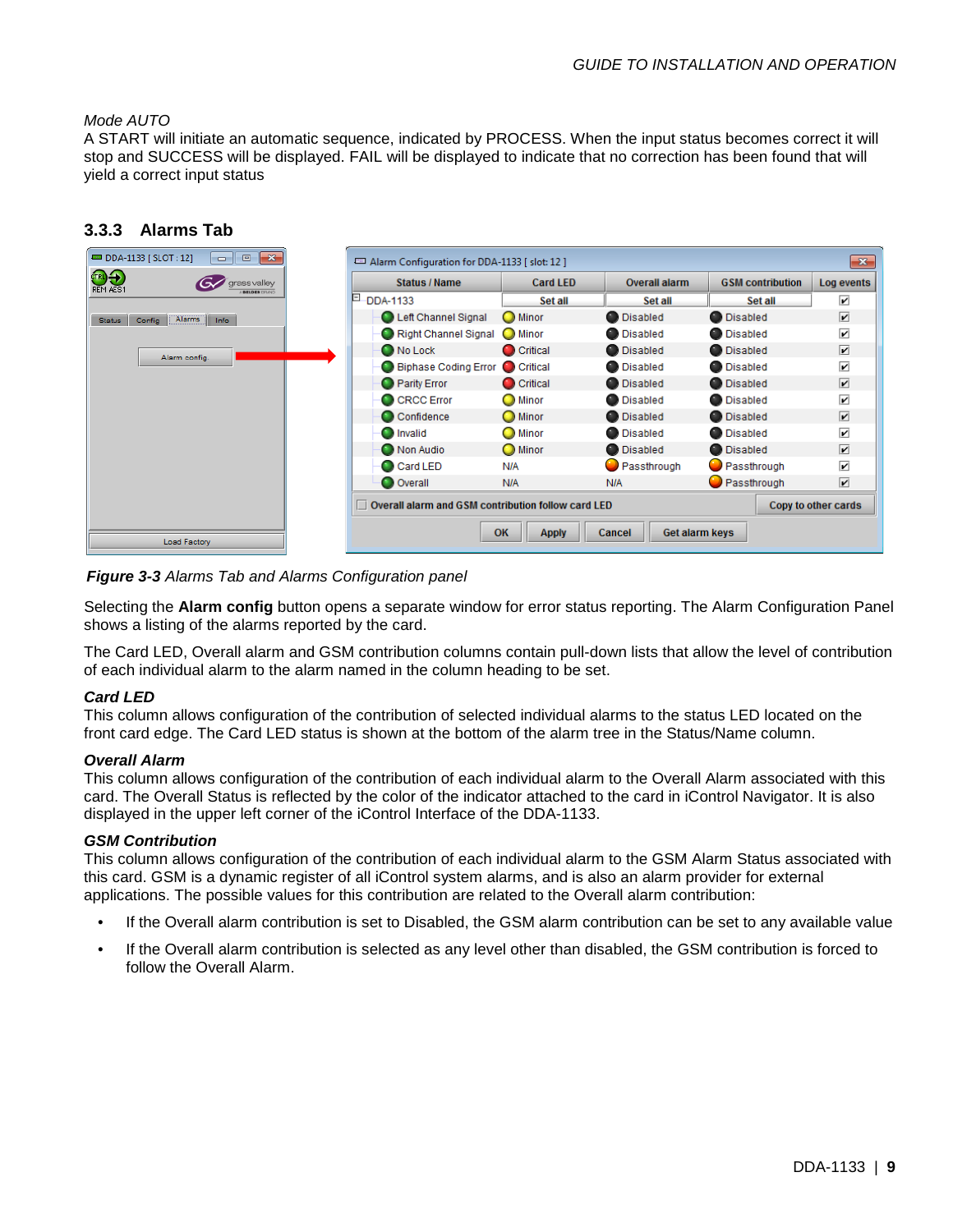*Mode AUTO*
A START will initiate an automatic sequence, indicated by PROCESS. When the input status becomes correct it will stop and SUCCESS will be displayed. FAIL will be displayed to indicate that no correction has been found that will yield a correct input status

### 3.3.3 Alarms Tab

***Figure 3-3*** *Alarms Tab and Alarms Configuration panel*

Selecting the **Alarm config** button opens a separate window for error status reporting. The Alarm Configuration Panel shows a listing of the alarms reported by the card.

The Card LED, Overall alarm and GSM contribution columns contain pull-down lists that allow the level of contribution of each individual alarm to the alarm named in the column heading to be set.

***Card LED***
This column allows configuration of the contribution of selected individual alarms to the status LED located on the front card edge. The Card LED status is shown at the bottom of the alarm tree in the Status/Name column.

***Overall Alarm***
This column allows configuration of the contribution of each individual alarm to the Overall Alarm associated with this card. The Overall Status is reflected by the color of the indicator attached to the card in iControl Navigator. It is also displayed in the upper left corner of the iControl Interface of the DDA-1133.

***GSM Contribution***
This column allows configuration of the contribution of each individual alarm to the GSM Alarm Status associated with this card. GSM is a dynamic register of all iControl system alarms, and is also an alarm provider for external applications. The possible values for this contribution are related to the Overall alarm contribution:

- If the Overall alarm contribution is set to Disabled, the GSM alarm contribution can be set to any available value
- If the Overall alarm contribution is selected as any level other than disabled, the GSM contribution is forced to follow the Overall Alarm.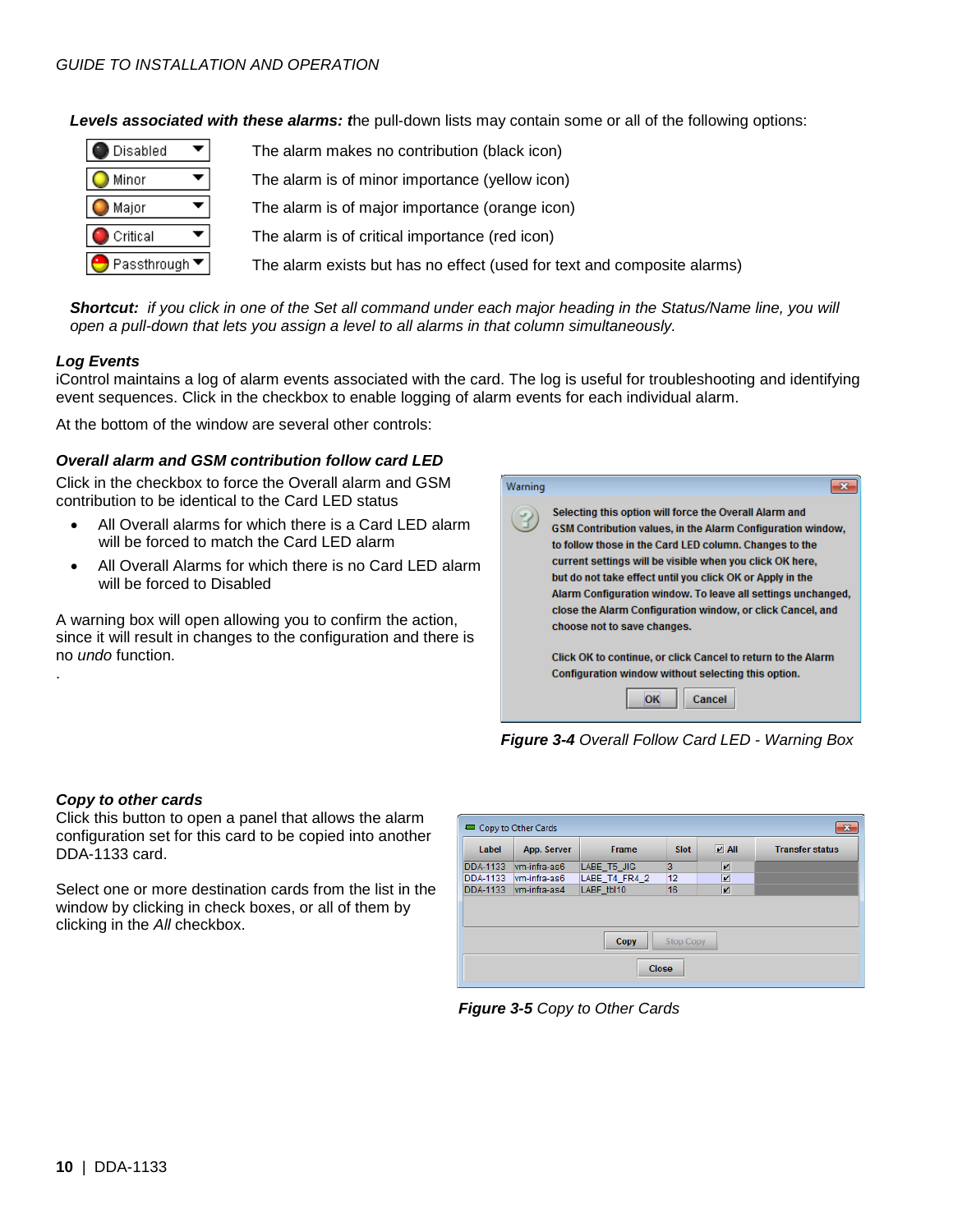***Levels associated with these alarms:** t*he pull-down lists may contain some or all of the following options:

| | |
|---|---|
| Disabled | The alarm makes no contribution (black icon) |
| Minor | The alarm is of minor importance (yellow icon) |
| Major | The alarm is of major importance (orange icon) |
| Critical | The alarm is of critical importance (red icon) |
| Passthrough | The alarm exists but has no effect (used for text and composite alarms) |

***Shortcut:*** *if you click in one of the Set all command under each major heading in the Status/Name line, you will open a pull-down that lets you assign a level to all alarms in that column simultaneously.*

#### *Log Events*

iControl maintains a log of alarm events associated with the card. The log is useful for troubleshooting and identifying event sequences. Click in the checkbox to enable logging of alarm events for each individual alarm.

At the bottom of the window are several other controls:

#### *Overall alarm and GSM contribution follow card LED*

Click in the checkbox to force the Overall alarm and GSM contribution to be identical to the Card LED status

- All Overall alarms for which there is a Card LED alarm will be forced to match the Card LED alarm
- All Overall Alarms for which there is no Card LED alarm will be forced to Disabled

A warning box will open allowing you to confirm the action, since it will result in changes to the configuration and there is no *undo* function.

.

Warning

Selecting this option will force the Overall Alarm and GSM Contribution values, in the Alarm Configuration window, to follow those in the Card LED column. Changes to the current settings will be visible when you click OK here, but do not take effect until you click OK or Apply in the Alarm Configuration window. To leave all settings unchanged, close the Alarm Configuration window, or click Cancel, and choose not to save changes.

Click OK to continue, or click Cancel to return to the Alarm Configuration window without selecting this option.

OK Cancel

***Figure 3-4*** *Overall Follow Card LED - Warning Box*

#### *Copy to other cards*

Click this button to open a panel that allows the alarm configuration set for this card to be copied into another DDA-1133 card.

Select one or more destination cards from the list in the window by clicking in check boxes, or all of them by clicking in the *All* checkbox.

Copy to Other Cards

| Label | App. Server | Frame | Slot | All | Transfer status |
|---|---|---|---|---|---|
| DDA-1133 | vm-infra-as6 | LABE_T5_JIG | 3 | ✔ | |
| DDA-1133 | vm-infra-as6 | LABE_T4_FR4_2 | 12 | ✔ | |
| DDA-1133 | vm-infra-as4 | LABF_tbl10 | 16 | ✔ | |

Copy Stop Copy

Close

***Figure 3-5*** *Copy to Other Cards*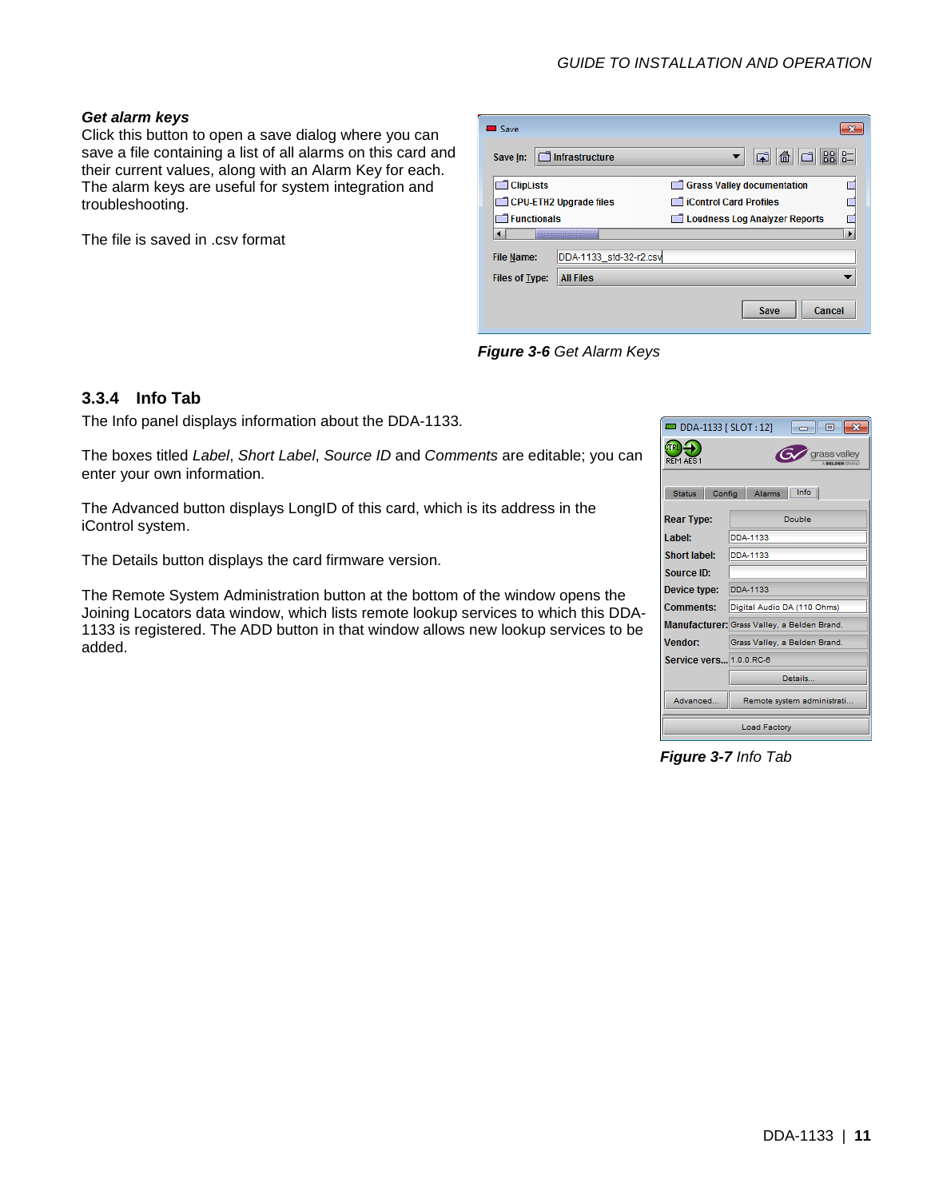***Get alarm keys***

Click this button to open a save dialog where you can save a file containing a list of all alarms on this card and their current values, along with an Alarm Key for each. The alarm keys are useful for system integration and troubleshooting.

The file is saved in .csv format

***Figure 3-6*** *Get Alarm Keys*

## 3.3.4 Info Tab

The Info panel displays information about the DDA-1133.

The boxes titled *Label*, *Short Label*, *Source ID* and *Comments* are editable; you can enter your own information.

The Advanced button displays LongID of this card, which is its address in the iControl system.

The Details button displays the card firmware version.

The Remote System Administration button at the bottom of the window opens the Joining Locators data window, which lists remote lookup services to which this DDA-1133 is registered. The ADD button in that window allows new lookup services to be added.

***Figure 3-7*** *Info Tab*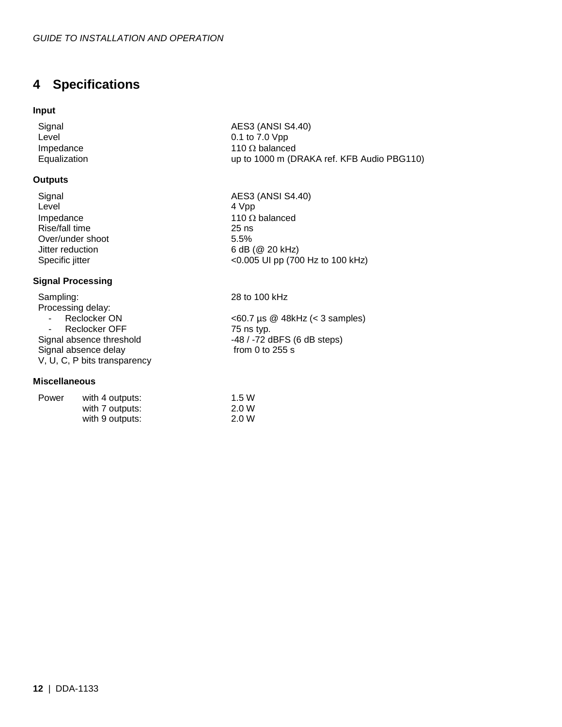# 4 Specifications

### Input

| | |
|---|---|
| Signal | AES3 (ANSI S4.40) |
| Level | 0.1 to 7.0 Vpp |
| Impedance | 110 Ω balanced |
| Equalization | up to 1000 m (DRAKA ref. KFB Audio PBG110) |

### Outputs

| | |
|---|---|
| Signal | AES3 (ANSI S4.40) |
| Level | 4 Vpp |
| Impedance | 110 Ω balanced |
| Rise/fall time | 25 ns |
| Over/under shoot | 5.5% |
| Jitter reduction | 6 dB (@ 20 kHz) |
| Specific jitter | <0.005 UI pp (700 Hz to 100 kHz) |

### Signal Processing

| | |
|---|---|
| Sampling: | 28 to 100 kHz |
| Processing delay: | |
| - Reclocker ON | <60.7 µs @ 48kHz (< 3 samples) |
| - Reclocker OFF | 75 ns typ. |
| Signal absence threshold | -48 / -72 dBFS (6 dB steps) |
| Signal absence delay | from 0 to 255 s |
| V, U, C, P bits transparency | |

### Miscellaneous

| | | |
|---|---|---|
| Power | with 4 outputs: | 1.5 W |
| | with 7 outputs: | 2.0 W |
| | with 9 outputs: | 2.0 W |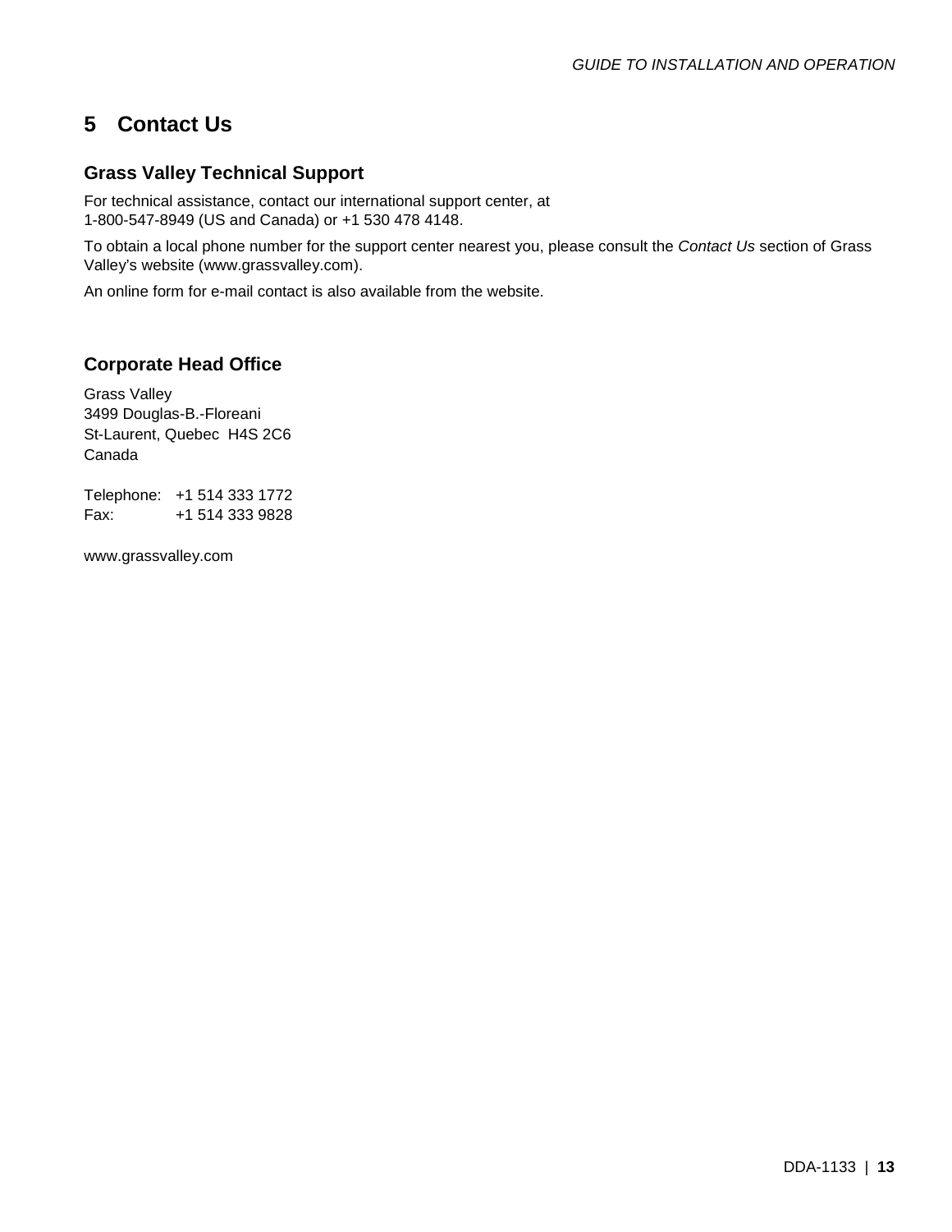# 5 Contact Us

## Grass Valley Technical Support

For technical assistance, contact our international support center, at
1-800-547-8949 (US and Canada) or +1 530 478 4148.

To obtain a local phone number for the support center nearest you, please consult the *Contact Us* section of Grass Valley's website (www.grassvalley.com).

An online form for e-mail contact is also available from the website.

## Corporate Head Office

Grass Valley
3499 Douglas-B.-Floreani
St-Laurent, Quebec  H4S 2C6
Canada

Telephone: +1 514 333 1772
Fax: +1 514 333 9828

www.grassvalley.com